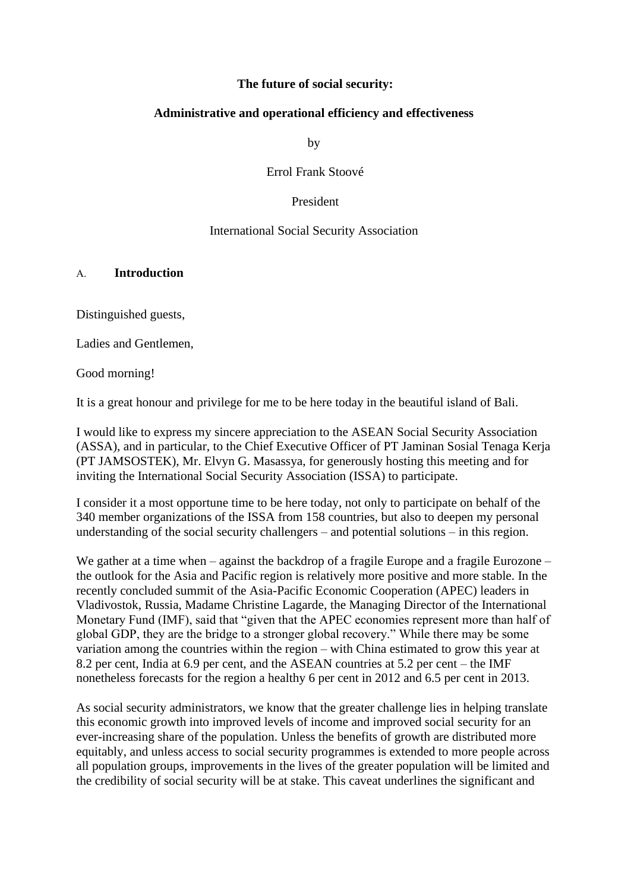**The future of social security:**

**Administrative and operational efficiency and effectiveness**

by

Errol Frank Stoové

President

International Social Security Association

## A. Introduction

Distinguished guests,

Ladies and Gentlemen,

Good morning!

It is a great honour and privilege for me to be here today in the beautiful island of Bali.

I would like to express my sincere appreciation to the ASEAN Social Security Association (ASSA), and in particular, to the Chief Executive Officer of PT Jaminan Sosial Tenaga Kerja (PT JAMSOSTEK), Mr. Elvyn G. Masassya, for generously hosting this meeting and for inviting the International Social Security Association (ISSA) to participate.

I consider it a most opportune time to be here today, not only to participate on behalf of the 340 member organizations of the ISSA from 158 countries, but also to deepen my personal understanding of the social security challengers – and potential solutions – in this region.

We gather at a time when – against the backdrop of a fragile Europe and a fragile Eurozone – the outlook for the Asia and Pacific region is relatively more positive and more stable. In the recently concluded summit of the Asia-Pacific Economic Cooperation (APEC) leaders in Vladivostok, Russia, Madame Christine Lagarde, the Managing Director of the International Monetary Fund (IMF), said that "given that the APEC economies represent more than half of global GDP, they are the bridge to a stronger global recovery." While there may be some variation among the countries within the region – with China estimated to grow this year at 8.2 per cent, India at 6.9 per cent, and the ASEAN countries at 5.2 per cent – the IMF nonetheless forecasts for the region a healthy 6 per cent in 2012 and 6.5 per cent in 2013.

As social security administrators, we know that the greater challenge lies in helping translate this economic growth into improved levels of income and improved social security for an ever-increasing share of the population. Unless the benefits of growth are distributed more equitably, and unless access to social security programmes is extended to more people across all population groups, improvements in the lives of the greater population will be limited and the credibility of social security will be at stake. This caveat underlines the significant and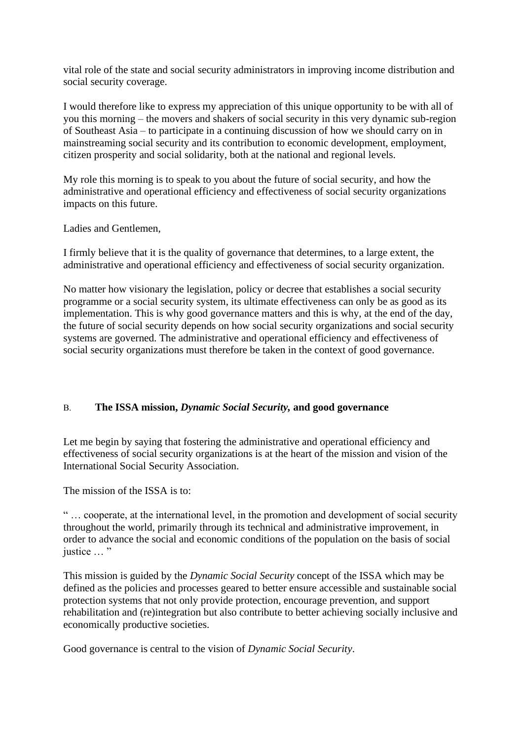vital role of the state and social security administrators in improving income distribution and social security coverage.

I would therefore like to express my appreciation of this unique opportunity to be with all of you this morning – the movers and shakers of social security in this very dynamic sub-region of Southeast Asia – to participate in a continuing discussion of how we should carry on in mainstreaming social security and its contribution to economic development, employment, citizen prosperity and social solidarity, both at the national and regional levels.

My role this morning is to speak to you about the future of social security, and how the administrative and operational efficiency and effectiveness of social security organizations impacts on this future.

Ladies and Gentlemen,

I firmly believe that it is the quality of governance that determines, to a large extent, the administrative and operational efficiency and effectiveness of social security organization.

No matter how visionary the legislation, policy or decree that establishes a social security programme or a social security system, its ultimate effectiveness can only be as good as its implementation. This is why good governance matters and this is why, at the end of the day, the future of social security depends on how social security organizations and social security systems are governed. The administrative and operational efficiency and effectiveness of social security organizations must therefore be taken in the context of good governance.

## B. The ISSA mission, *Dynamic Social Security,* and good governance

Let me begin by saying that fostering the administrative and operational efficiency and effectiveness of social security organizations is at the heart of the mission and vision of the International Social Security Association.

The mission of the ISSA is to:

" … cooperate, at the international level, in the promotion and development of social security throughout the world, primarily through its technical and administrative improvement, in order to advance the social and economic conditions of the population on the basis of social justice … "

This mission is guided by the *Dynamic Social Security* concept of the ISSA which may be defined as the policies and processes geared to better ensure accessible and sustainable social protection systems that not only provide protection, encourage prevention, and support rehabilitation and (re)integration but also contribute to better achieving socially inclusive and economically productive societies.

Good governance is central to the vision of *Dynamic Social Security*.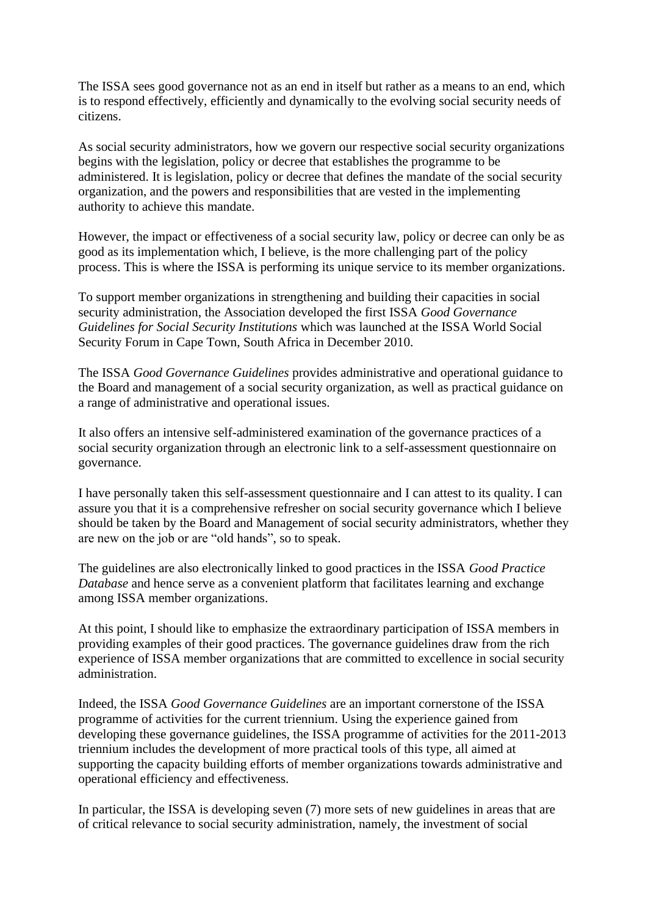The ISSA sees good governance not as an end in itself but rather as a means to an end, which is to respond effectively, efficiently and dynamically to the evolving social security needs of citizens.

As social security administrators, how we govern our respective social security organizations begins with the legislation, policy or decree that establishes the programme to be administered. It is legislation, policy or decree that defines the mandate of the social security organization, and the powers and responsibilities that are vested in the implementing authority to achieve this mandate.

However, the impact or effectiveness of a social security law, policy or decree can only be as good as its implementation which, I believe, is the more challenging part of the policy process. This is where the ISSA is performing its unique service to its member organizations.

To support member organizations in strengthening and building their capacities in social security administration, the Association developed the first ISSA *Good Governance Guidelines for Social Security Institutions* which was launched at the ISSA World Social Security Forum in Cape Town, South Africa in December 2010.

The ISSA *Good Governance Guidelines* provides administrative and operational guidance to the Board and management of a social security organization, as well as practical guidance on a range of administrative and operational issues.

It also offers an intensive self-administered examination of the governance practices of a social security organization through an electronic link to a self-assessment questionnaire on governance.

I have personally taken this self-assessment questionnaire and I can attest to its quality. I can assure you that it is a comprehensive refresher on social security governance which I believe should be taken by the Board and Management of social security administrators, whether they are new on the job or are "old hands", so to speak.

The guidelines are also electronically linked to good practices in the ISSA *Good Practice Database* and hence serve as a convenient platform that facilitates learning and exchange among ISSA member organizations.

At this point, I should like to emphasize the extraordinary participation of ISSA members in providing examples of their good practices. The governance guidelines draw from the rich experience of ISSA member organizations that are committed to excellence in social security administration.

Indeed, the ISSA *Good Governance Guidelines* are an important cornerstone of the ISSA programme of activities for the current triennium. Using the experience gained from developing these governance guidelines, the ISSA programme of activities for the 2011-2013 triennium includes the development of more practical tools of this type, all aimed at supporting the capacity building efforts of member organizations towards administrative and operational efficiency and effectiveness.

In particular, the ISSA is developing seven (7) more sets of new guidelines in areas that are of critical relevance to social security administration, namely, the investment of social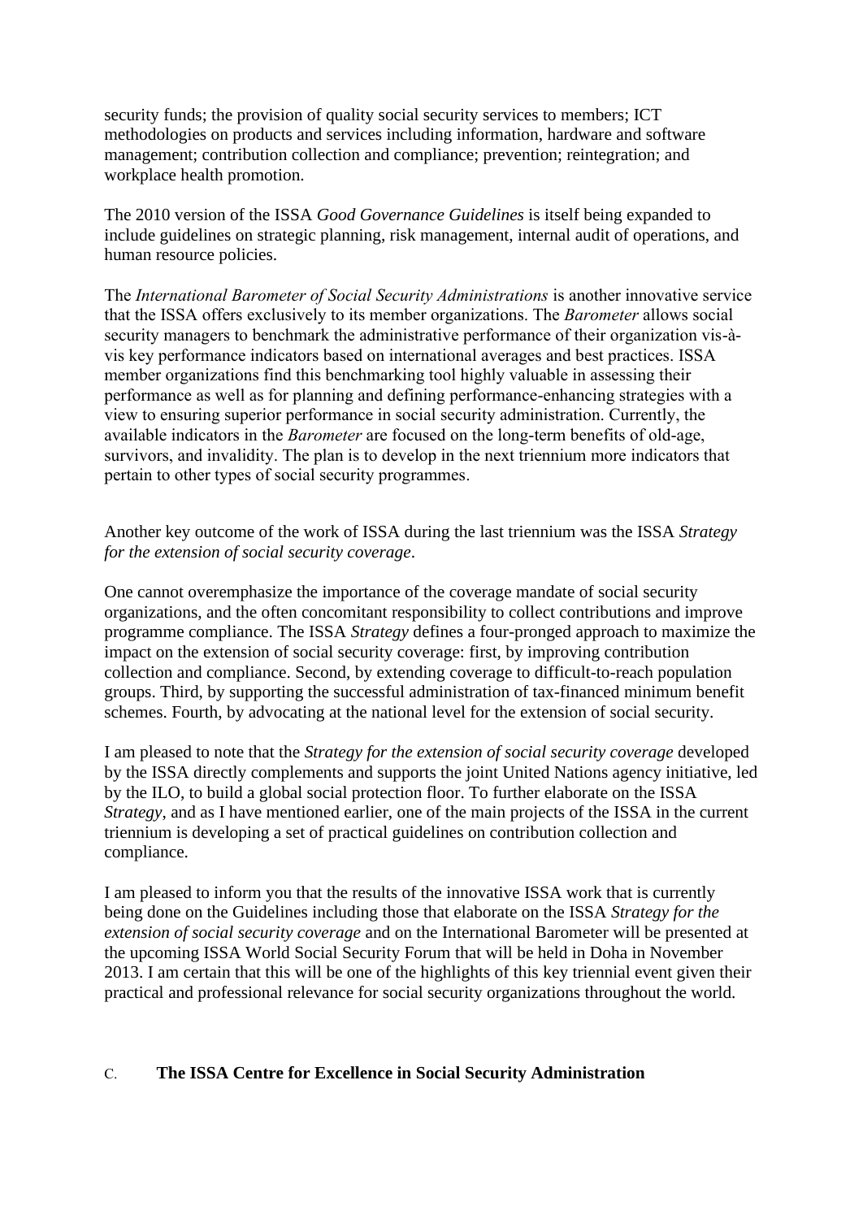security funds; the provision of quality social security services to members; ICT methodologies on products and services including information, hardware and software management; contribution collection and compliance; prevention; reintegration; and workplace health promotion.

The 2010 version of the ISSA *Good Governance Guidelines* is itself being expanded to include guidelines on strategic planning, risk management, internal audit of operations, and human resource policies.

The *International Barometer of Social Security Administrations* is another innovative service that the ISSA offers exclusively to its member organizations. The *Barometer* allows social security managers to benchmark the administrative performance of their organization vis-à-vis key performance indicators based on international averages and best practices. ISSA member organizations find this benchmarking tool highly valuable in assessing their performance as well as for planning and defining performance-enhancing strategies with a view to ensuring superior performance in social security administration. Currently, the available indicators in the *Barometer* are focused on the long-term benefits of old-age, survivors, and invalidity. The plan is to develop in the next triennium more indicators that pertain to other types of social security programmes.

Another key outcome of the work of ISSA during the last triennium was the ISSA *Strategy for the extension of social security coverage*.

One cannot overemphasize the importance of the coverage mandate of social security organizations, and the often concomitant responsibility to collect contributions and improve programme compliance. The ISSA *Strategy* defines a four-pronged approach to maximize the impact on the extension of social security coverage: first, by improving contribution collection and compliance. Second, by extending coverage to difficult-to-reach population groups. Third, by supporting the successful administration of tax-financed minimum benefit schemes. Fourth, by advocating at the national level for the extension of social security.

I am pleased to note that the *Strategy for the extension of social security coverage* developed by the ISSA directly complements and supports the joint United Nations agency initiative, led by the ILO, to build a global social protection floor. To further elaborate on the ISSA *Strategy*, and as I have mentioned earlier, one of the main projects of the ISSA in the current triennium is developing a set of practical guidelines on contribution collection and compliance.

I am pleased to inform you that the results of the innovative ISSA work that is currently being done on the Guidelines including those that elaborate on the ISSA *Strategy for the extension of social security coverage* and on the International Barometer will be presented at the upcoming ISSA World Social Security Forum that will be held in Doha in November 2013. I am certain that this will be one of the highlights of this key triennial event given their practical and professional relevance for social security organizations throughout the world.

## C. The ISSA Centre for Excellence in Social Security Administration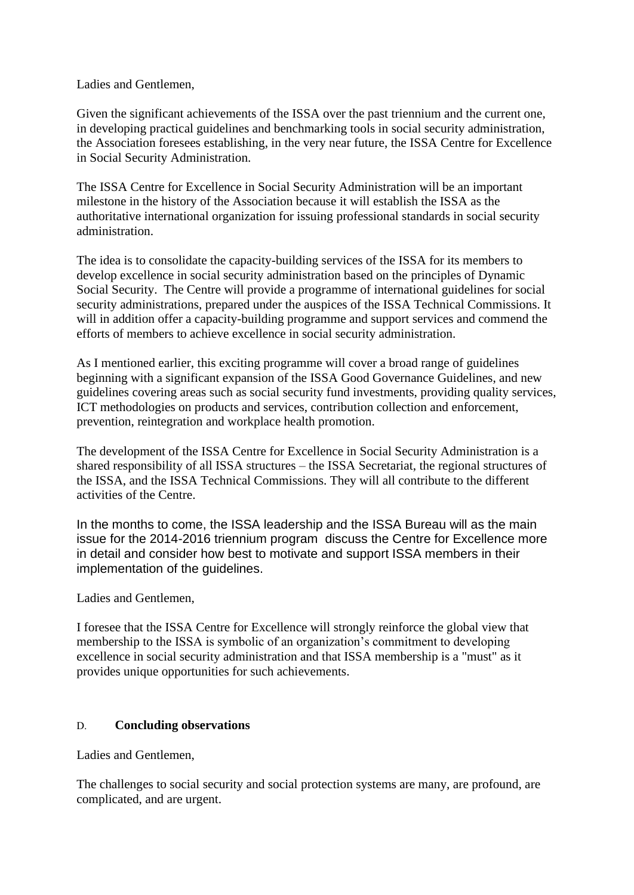Ladies and Gentlemen,

Given the significant achievements of the ISSA over the past triennium and the current one, in developing practical guidelines and benchmarking tools in social security administration, the Association foresees establishing, in the very near future, the ISSA Centre for Excellence in Social Security Administration.

The ISSA Centre for Excellence in Social Security Administration will be an important milestone in the history of the Association because it will establish the ISSA as the authoritative international organization for issuing professional standards in social security administration.

The idea is to consolidate the capacity-building services of the ISSA for its members to develop excellence in social security administration based on the principles of Dynamic Social Security. The Centre will provide a programme of international guidelines for social security administrations, prepared under the auspices of the ISSA Technical Commissions. It will in addition offer a capacity-building programme and support services and commend the efforts of members to achieve excellence in social security administration.

As I mentioned earlier, this exciting programme will cover a broad range of guidelines beginning with a significant expansion of the ISSA Good Governance Guidelines, and new guidelines covering areas such as social security fund investments, providing quality services, ICT methodologies on products and services, contribution collection and enforcement, prevention, reintegration and workplace health promotion.

The development of the ISSA Centre for Excellence in Social Security Administration is a shared responsibility of all ISSA structures – the ISSA Secretariat, the regional structures of the ISSA, and the ISSA Technical Commissions. They will all contribute to the different activities of the Centre.

In the months to come, the ISSA leadership and the ISSA Bureau will as the main issue for the 2014-2016 triennium program discuss the Centre for Excellence more in detail and consider how best to motivate and support ISSA members in their implementation of the guidelines.

Ladies and Gentlemen,

I foresee that the ISSA Centre for Excellence will strongly reinforce the global view that membership to the ISSA is symbolic of an organization's commitment to developing excellence in social security administration and that ISSA membership is a "must" as it provides unique opportunities for such achievements.

## D. **Concluding observations**

Ladies and Gentlemen,

The challenges to social security and social protection systems are many, are profound, are complicated, and are urgent.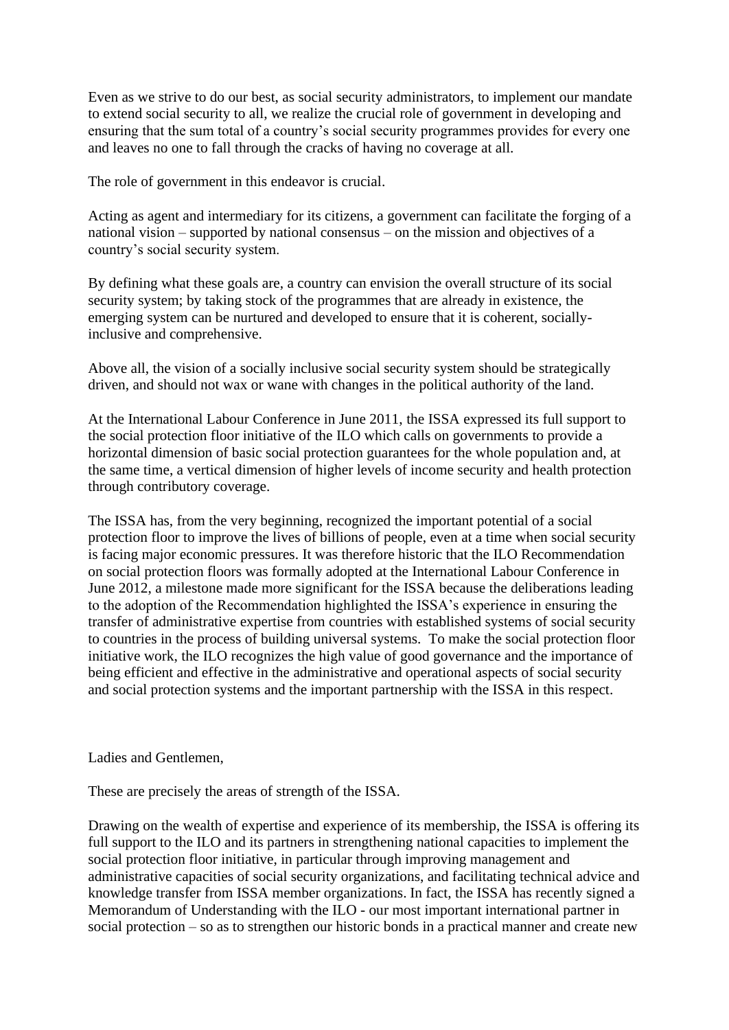Even as we strive to do our best, as social security administrators, to implement our mandate to extend social security to all, we realize the crucial role of government in developing and ensuring that the sum total of a country's social security programmes provides for every one and leaves no one to fall through the cracks of having no coverage at all.

The role of government in this endeavor is crucial.

Acting as agent and intermediary for its citizens, a government can facilitate the forging of a national vision – supported by national consensus – on the mission and objectives of a country's social security system.

By defining what these goals are, a country can envision the overall structure of its social security system; by taking stock of the programmes that are already in existence, the emerging system can be nurtured and developed to ensure that it is coherent, socially-inclusive and comprehensive.

Above all, the vision of a socially inclusive social security system should be strategically driven, and should not wax or wane with changes in the political authority of the land.

At the International Labour Conference in June 2011, the ISSA expressed its full support to the social protection floor initiative of the ILO which calls on governments to provide a horizontal dimension of basic social protection guarantees for the whole population and, at the same time, a vertical dimension of higher levels of income security and health protection through contributory coverage.

The ISSA has, from the very beginning, recognized the important potential of a social protection floor to improve the lives of billions of people, even at a time when social security is facing major economic pressures. It was therefore historic that the ILO Recommendation on social protection floors was formally adopted at the International Labour Conference in June 2012, a milestone made more significant for the ISSA because the deliberations leading to the adoption of the Recommendation highlighted the ISSA's experience in ensuring the transfer of administrative expertise from countries with established systems of social security to countries in the process of building universal systems. To make the social protection floor initiative work, the ILO recognizes the high value of good governance and the importance of being efficient and effective in the administrative and operational aspects of social security and social protection systems and the important partnership with the ISSA in this respect.

Ladies and Gentlemen,

These are precisely the areas of strength of the ISSA.

Drawing on the wealth of expertise and experience of its membership, the ISSA is offering its full support to the ILO and its partners in strengthening national capacities to implement the social protection floor initiative, in particular through improving management and administrative capacities of social security organizations, and facilitating technical advice and knowledge transfer from ISSA member organizations. In fact, the ISSA has recently signed a Memorandum of Understanding with the ILO - our most important international partner in social protection – so as to strengthen our historic bonds in a practical manner and create new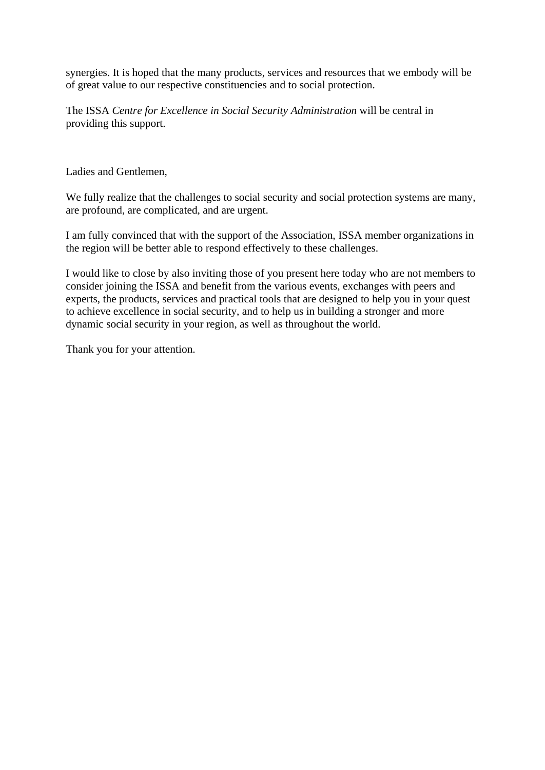synergies. It is hoped that the many products, services and resources that we embody will be of great value to our respective constituencies and to social protection.

The ISSA *Centre for Excellence in Social Security Administration* will be central in providing this support.

Ladies and Gentlemen,

We fully realize that the challenges to social security and social protection systems are many, are profound, are complicated, and are urgent.

I am fully convinced that with the support of the Association, ISSA member organizations in the region will be better able to respond effectively to these challenges.

I would like to close by also inviting those of you present here today who are not members to consider joining the ISSA and benefit from the various events, exchanges with peers and experts, the products, services and practical tools that are designed to help you in your quest to achieve excellence in social security, and to help us in building a stronger and more dynamic social security in your region, as well as throughout the world.

Thank you for your attention.